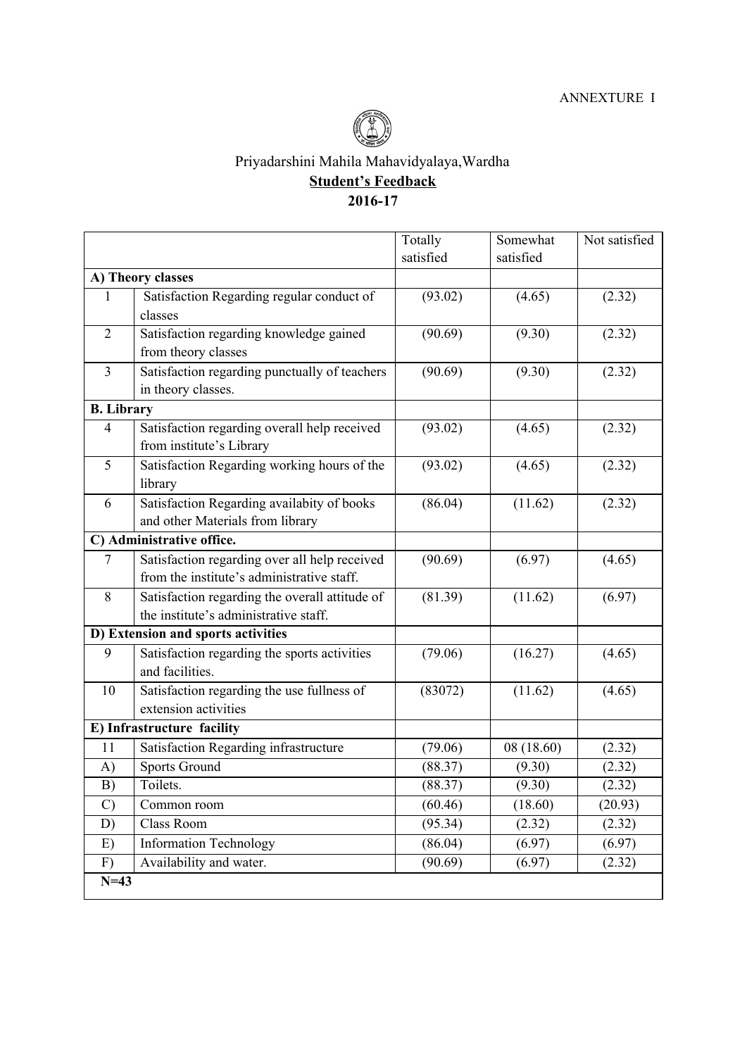ANNEXURE I

# Priyadarshini Mahila Mahavidyalaya,Wardha

## **Student's Feedback**

## **2016-17**

| | | Totally satisfied | Somewhat satisfied | Not satisfied |
|---|---|---|---|---|
| **A) Theory classes** | | | | |
| 1 | Satisfaction Regarding regular conduct of classes | (93.02) | (4.65) | (2.32) |
| 2 | Satisfaction regarding knowledge gained from theory classes | (90.69) | (9.30) | (2.32) |
| 3 | Satisfaction regarding punctually of teachers in theory classes. | (90.69) | (9.30) | (2.32) |
| **B. Library** | | | | |
| 4 | Satisfaction regarding overall help received from institute's Library | (93.02) | (4.65) | (2.32) |
| 5 | Satisfaction Regarding working hours of the library | (93.02) | (4.65) | (2.32) |
| 6 | Satisfaction Regarding availabity of books and other Materials from library | (86.04) | (11.62) | (2.32) |
| **C) Administrative office.** | | | | |
| 7 | Satisfaction regarding over all help received from the institute's administrative staff. | (90.69) | (6.97) | (4.65) |
| 8 | Satisfaction regarding the overall attitude of the institute's administrative staff. | (81.39) | (11.62) | (6.97) |
| **D) Extension and sports activities** | | | | |
| 9 | Satisfaction regarding the sports activities and facilities. | (79.06) | (16.27) | (4.65) |
| 10 | Satisfaction regarding the use fullness of extension activities | (83072) | (11.62) | (4.65) |
| **E) Infrastructure facility** | | | | |
| 11 | Satisfaction Regarding infrastructure | (79.06) | 08 (18.60) | (2.32) |
| A) | Sports Ground | (88.37) | (9.30) | (2.32) |
| B) | Toilets. | (88.37) | (9.30) | (2.32) |
| C) | Common room | (60.46) | (18.60) | (20.93) |
| D) | Class Room | (95.34) | (2.32) | (2.32) |
| E) | Information Technology | (86.04) | (6.97) | (6.97) |
| F) | Availability and water. | (90.69) | (6.97) | (2.32) |
| **N=43** | | | | |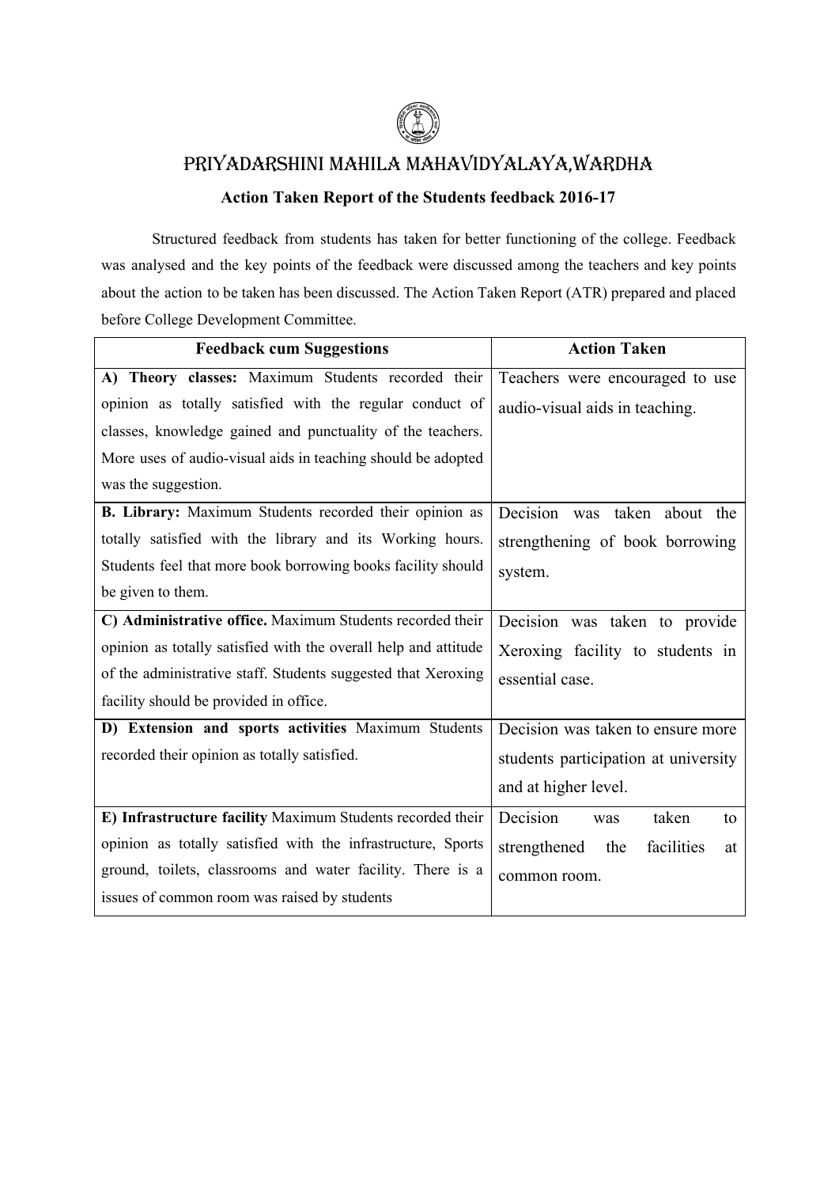# PRIYADARSHINI MAHILA MAHAVIDYALAYA,WARDHA

## Action Taken Report of the Students feedback 2016-17

Structured feedback from students has taken for better functioning of the college. Feedback was analysed and the key points of the feedback were discussed among the teachers and key points about the action to be taken has been discussed. The Action Taken Report (ATR) prepared and placed before College Development Committee.

| Feedback cum Suggestions | Action Taken |
|---|---|
| **A) Theory classes:** Maximum Students recorded their opinion as totally satisfied with the regular conduct of classes, knowledge gained and punctuality of the teachers. More uses of audio-visual aids in teaching should be adopted was the suggestion. | Teachers were encouraged to use audio-visual aids in teaching. |
| **B. Library:** Maximum Students recorded their opinion as totally satisfied with the library and its Working hours. Students feel that more book borrowing books facility should be given to them. | Decision was taken about the strengthening of book borrowing system. |
| **C) Administrative office.** Maximum Students recorded their opinion as totally satisfied with the overall help and attitude of the administrative staff. Students suggested that Xeroxing facility should be provided in office. | Decision was taken to provide Xeroxing facility to students in essential case. |
| **D) Extension and sports activities** Maximum Students recorded their opinion as totally satisfied. | Decision was taken to ensure more students participation at university and at higher level. |
| **E) Infrastructure facility** Maximum Students recorded their opinion as totally satisfied with the infrastructure, Sports ground, toilets, classrooms and water facility. There is a issues of common room was raised by students | Decision was taken to strengthened the facilities at common room. |